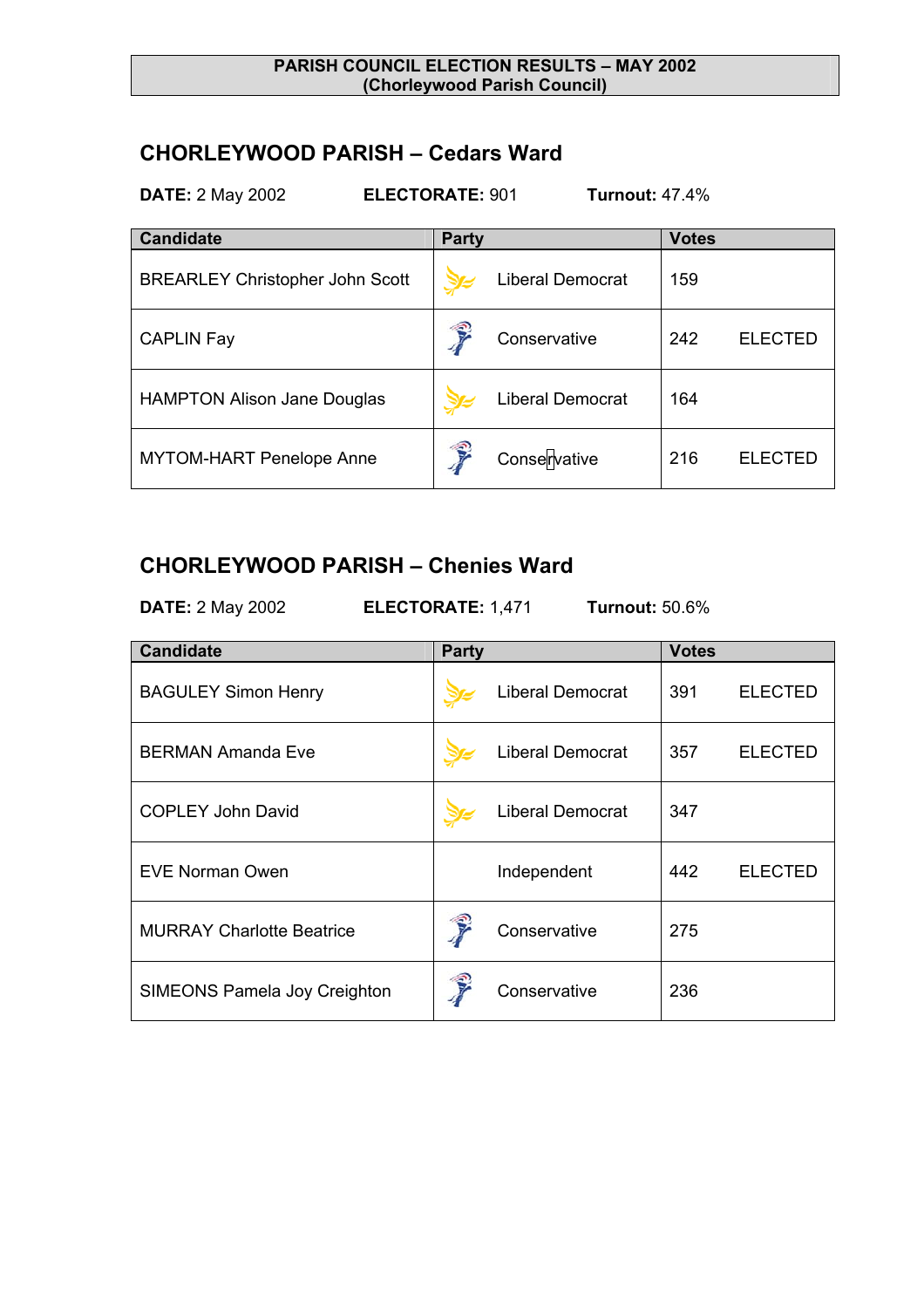**PARISH COUNCIL ELECTION RESULTS – MAY 2002**
**(Chorleywood Parish Council)**

## CHORLEYWOOD PARISH – Cedars Ward

**DATE:** 2 May 2002 **ELECTORATE:** 901 **Turnout:** 47.4%

| Candidate | Party | Votes | |
|---|---|---|---|
| BREARLEY Christopher John Scott | Liberal Democrat | 159 | |
| CAPLIN Fay | Conservative | 242 | ELECTED |
| HAMPTON Alison Jane Douglas | Liberal Democrat | 164 | |
| MYTOM-HART Penelope Anne | Conservative | 216 | ELECTED |

## CHORLEYWOOD PARISH – Chenies Ward

**DATE:** 2 May 2002 **ELECTORATE:** 1,471 **Turnout:** 50.6%

| Candidate | Party | Votes | |
|---|---|---|---|
| BAGULEY Simon Henry | Liberal Democrat | 391 | ELECTED |
| BERMAN Amanda Eve | Liberal Democrat | 357 | ELECTED |
| COPLEY John David | Liberal Democrat | 347 | |
| EVE Norman Owen | Independent | 442 | ELECTED |
| MURRAY Charlotte Beatrice | Conservative | 275 | |
| SIMEONS Pamela Joy Creighton | Conservative | 236 | |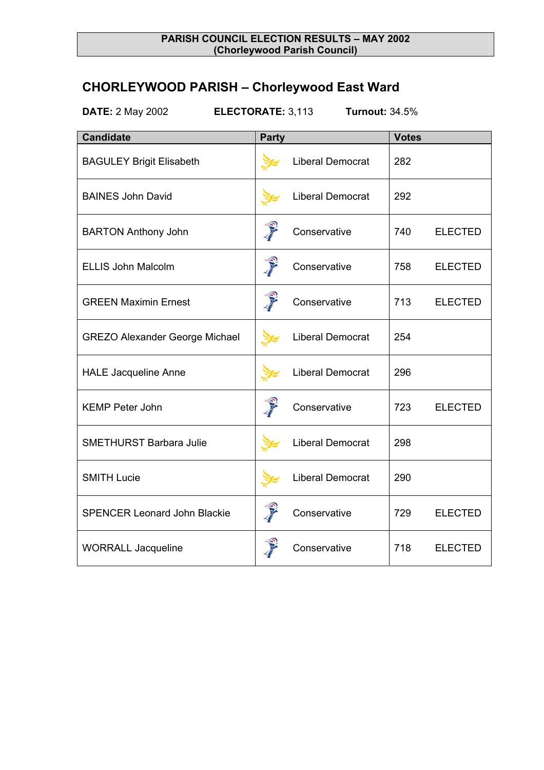**PARISH COUNCIL ELECTION RESULTS – MAY 2002**
**(Chorleywood Parish Council)**

## CHORLEYWOOD PARISH – Chorleywood East Ward

**DATE:** 2 May 2002 **ELECTORATE:** 3,113 **Turnout:** 34.5%

| Candidate | Party | Votes | |
|---|---|---|---|
| BAGULEY Brigit Elisabeth | Liberal Democrat | 282 | |
| BAINES John David | Liberal Democrat | 292 | |
| BARTON Anthony John | Conservative | 740 | ELECTED |
| ELLIS John Malcolm | Conservative | 758 | ELECTED |
| GREEN Maximin Ernest | Conservative | 713 | ELECTED |
| GREZO Alexander George Michael | Liberal Democrat | 254 | |
| HALE Jacqueline Anne | Liberal Democrat | 296 | |
| KEMP Peter John | Conservative | 723 | ELECTED |
| SMETHURST Barbara Julie | Liberal Democrat | 298 | |
| SMITH Lucie | Liberal Democrat | 290 | |
| SPENCER Leonard John Blackie | Conservative | 729 | ELECTED |
| WORRALL Jacqueline | Conservative | 718 | ELECTED |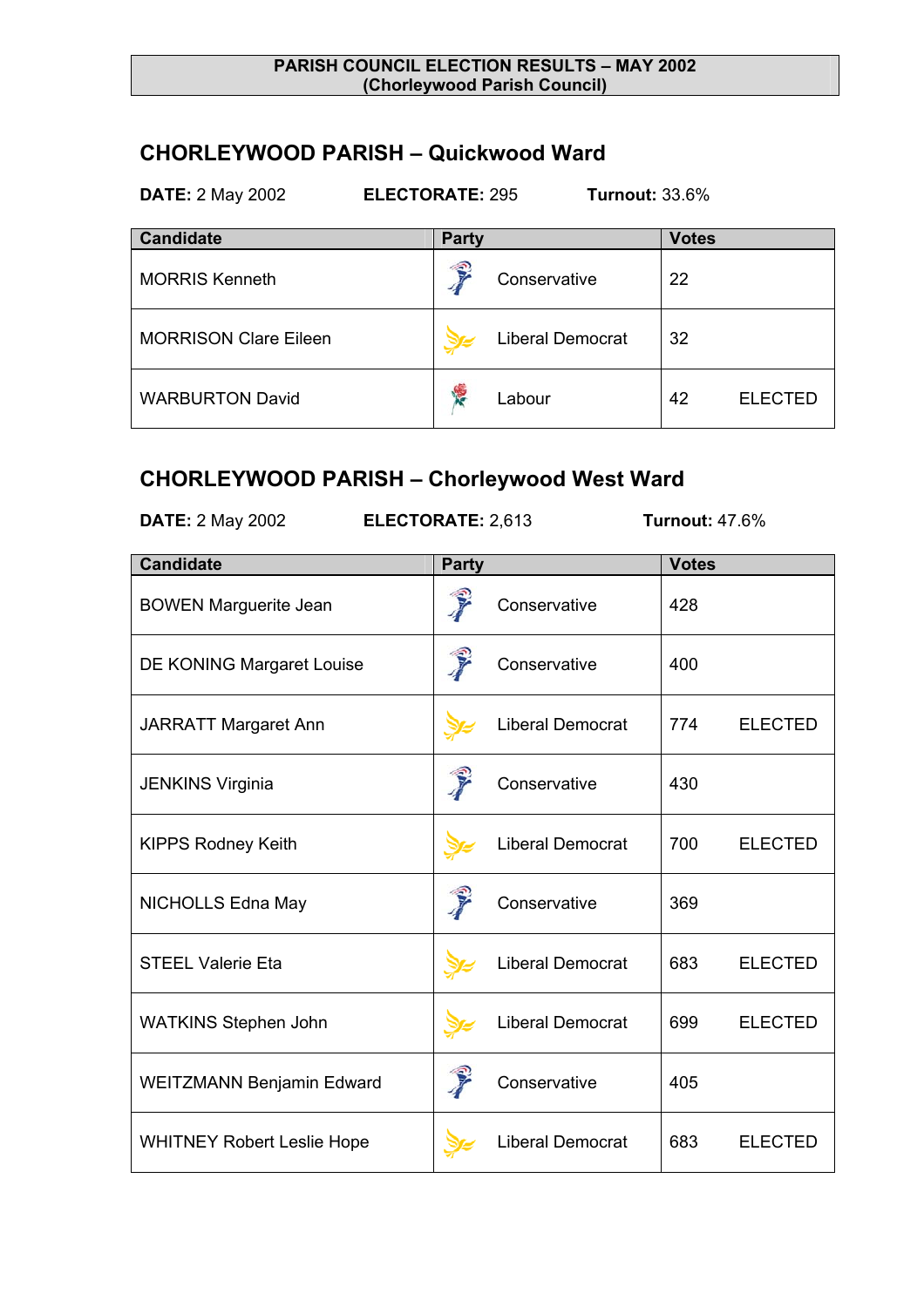**PARISH COUNCIL ELECTION RESULTS – MAY 2002**
**(Chorleywood Parish Council)**

## CHORLEYWOOD PARISH – Quickwood Ward

**DATE:** 2 May 2002 **ELECTORATE:** 295 **Turnout:** 33.6%

| Candidate | Party | Votes | |
|---|---|---|---|
| MORRIS Kenneth | Conservative | 22 | |
| MORRISON Clare Eileen | Liberal Democrat | 32 | |
| WARBURTON David | Labour | 42 | ELECTED |

## CHORLEYWOOD PARISH – Chorleywood West Ward

**DATE:** 2 May 2002 **ELECTORATE:** 2,613 **Turnout:** 47.6%

| Candidate | Party | Votes | |
|---|---|---|---|
| BOWEN Marguerite Jean | Conservative | 428 | |
| DE KONING Margaret Louise | Conservative | 400 | |
| JARRATT Margaret Ann | Liberal Democrat | 774 | ELECTED |
| JENKINS Virginia | Conservative | 430 | |
| KIPPS Rodney Keith | Liberal Democrat | 700 | ELECTED |
| NICHOLLS Edna May | Conservative | 369 | |
| STEEL Valerie Eta | Liberal Democrat | 683 | ELECTED |
| WATKINS Stephen John | Liberal Democrat | 699 | ELECTED |
| WEITZMANN Benjamin Edward | Conservative | 405 | |
| WHITNEY Robert Leslie Hope | Liberal Democrat | 683 | ELECTED |